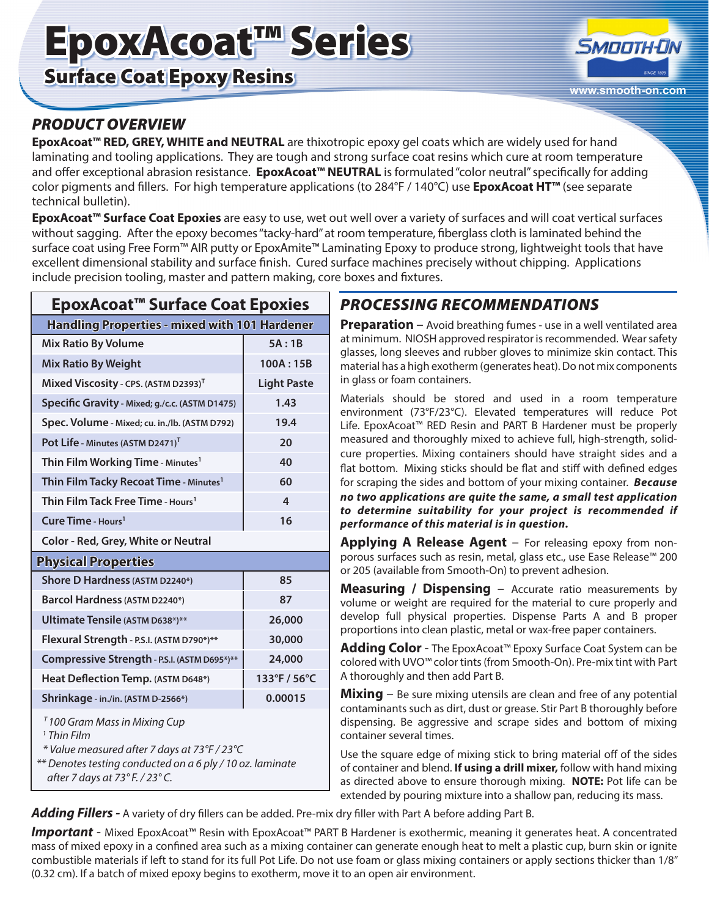# EpoxAcoat™ Series

## Surface Coat Epoxy Resins

www.smooth-on.com

### PRODUCT OVERVIEW

**EpoxAcoat™ RED, GREY, WHITE and NEUTRAL** are thixotropic epoxy gel coats which are widely used for hand laminating and tooling applications. They are tough and strong surface coat resins which cure at room temperature and offer exceptional abrasion resistance. **EpoxAcoat™ NEUTRAL** is formulated "color neutral" specifically for adding color pigments and fillers. For high temperature applications (to 284°F / 140°C) use **EpoxAcoat HT™** (see separate technical bulletin).

**EpoxAcoat™ Surface Coat Epoxies** are easy to use, wet out well over a variety of surfaces and will coat vertical surfaces without sagging. After the epoxy becomes "tacky-hard" at room temperature, fiberglass cloth is laminated behind the surface coat using Free Form™ AIR putty or EpoxAmite™ Laminating Epoxy to produce strong, lightweight tools that have excellent dimensional stability and surface finish. Cured surface machines precisely without chipping. Applications include precision tooling, master and pattern making, core boxes and fixtures.

| EpoxAcoat™ Surface Coat Epoxies | |
|---|---|
| **Handling Properties - mixed with 101 Hardener** | |
| Mix Ratio By Volume | 5A : 1B |
| Mix Ratio By Weight | 100A : 15B |
| Mixed Viscosity - CPS. (ASTM D2393)[T] | Light Paste |
| Specific Gravity - Mixed; g./c.c. (ASTM D1475) | 1.43 |
| Spec. Volume - Mixed; cu. in./lb. (ASTM D792) | 19.4 |
| Pot Life - Minutes (ASTM D2471)[T] | 20 |
| Thin Film Working Time - Minutes[1] | 40 |
| Thin Film Tacky Recoat Time - Minutes[1] | 60 |
| Thin Film Tack Free Time - Hours[1] | 4 |
| Cure Time - Hours[1] | 16 |
| Color - Red, Grey, White or Neutral | |
| **Physical Properties** | |
| Shore D Hardness (ASTM D2240*) | 85 |
| Barcol Hardness (ASTM D2240*) | 87 |
| Ultimate Tensile (ASTM D638*)** | 26,000 |
| Flexural Strength - P.S.I. (ASTM D790*)** | 30,000 |
| Compressive Strength - P.S.I. (ASTM D695*)** | 24,000 |
| Heat Deflection Temp. (ASTM D648*) | 133°F / 56°C |
| Shrinkage - in./in. (ASTM D-2566*) | 0.00015 |

*[T] 100 Gram Mass in Mixing Cup*
*[1] Thin Film*
** Value measured after 7 days at 73°F / 23°C*
*** Denotes testing conducted on a 6 ply / 10 oz. laminate after 7 days at 73° F. / 23° C.*

### PROCESSING RECOMMENDATIONS

**Preparation** – Avoid breathing fumes - use in a well ventilated area at minimum. NIOSH approved respirator is recommended. Wear safety glasses, long sleeves and rubber gloves to minimize skin contact. This material has a high exotherm (generates heat). Do not mix components in glass or foam containers.

Materials should be stored and used in a room temperature environment (73°F/23°C). Elevated temperatures will reduce Pot Life. EpoxAcoat™ RED Resin and PART B Hardener must be properly measured and thoroughly mixed to achieve full, high-strength, solid-cure properties. Mixing containers should have straight sides and a flat bottom. Mixing sticks should be flat and stiff with defined edges for scraping the sides and bottom of your mixing container. ***Because no two applications are quite the same, a small test application to determine suitability for your project is recommended if performance of this material is in question.***

**Applying A Release Agent** – For releasing epoxy from non-porous surfaces such as resin, metal, glass etc., use Ease Release™ 200 or 205 (available from Smooth-On) to prevent adhesion.

**Measuring / Dispensing** – Accurate ratio measurements by volume or weight are required for the material to cure properly and develop full physical properties. Dispense Parts A and B proper proportions into clean plastic, metal or wax-free paper containers.

**Adding Color** - The EpoxAcoat™ Epoxy Surface Coat System can be colored with UVO™ color tints (from Smooth-On). Pre-mix tint with Part A thoroughly and then add Part B.

**Mixing** – Be sure mixing utensils are clean and free of any potential contaminants such as dirt, dust or grease. Stir Part B thoroughly before dispensing. Be aggressive and scrape sides and bottom of mixing container several times.

Use the square edge of mixing stick to bring material off of the sides of container and blend. **If using a drill mixer,** follow with hand mixing as directed above to ensure thorough mixing. **NOTE:** Pot life can be extended by pouring mixture into a shallow pan, reducing its mass.

***Adding Fillers -*** A variety of dry fillers can be added. Pre-mix dry filler with Part A before adding Part B.

***Important*** - Mixed EpoxAcoat™ Resin with EpoxAcoat™ PART B Hardener is exothermic, meaning it generates heat. A concentrated mass of mixed epoxy in a confined area such as a mixing container can generate enough heat to melt a plastic cup, burn skin or ignite combustible materials if left to stand for its full Pot Life. Do not use foam or glass mixing containers or apply sections thicker than 1/8" (0.32 cm). If a batch of mixed epoxy begins to exotherm, move it to an open air environment.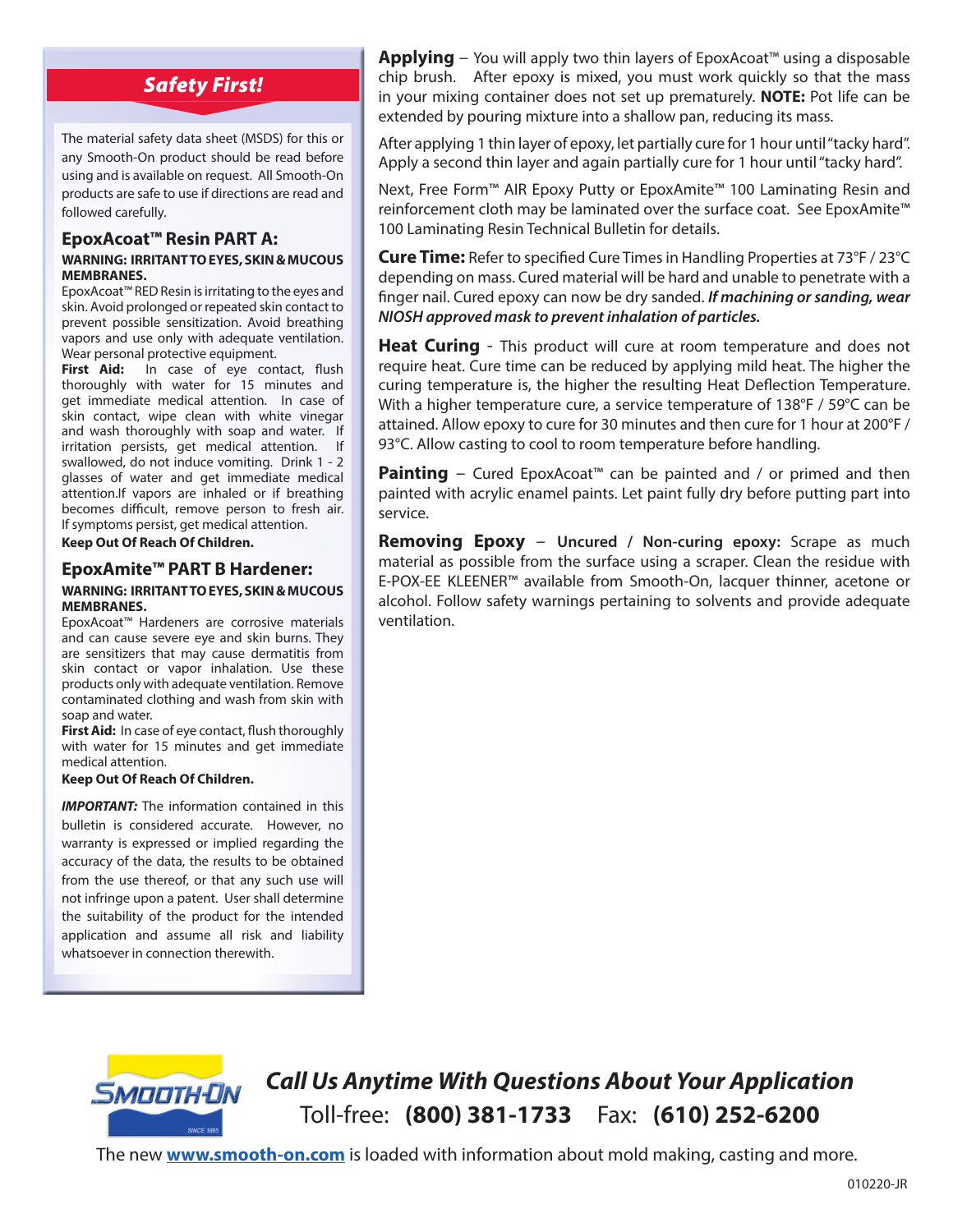## Safety First!

The material safety data sheet (MSDS) for this or any Smooth-On product should be read before using and is available on request. All Smooth-On products are safe to use if directions are read and followed carefully.

### EpoxAcoat™ Resin PART A:

**WARNING: IRRITANT TO EYES, SKIN & MUCOUS MEMBRANES.**

EpoxAcoat™ RED Resin is irritating to the eyes and skin. Avoid prolonged or repeated skin contact to prevent possible sensitization. Avoid breathing vapors and use only with adequate ventilation. Wear personal protective equipment.

**First Aid:** In case of eye contact, flush thoroughly with water for 15 minutes and get immediate medical attention. In case of skin contact, wipe clean with white vinegar and wash thoroughly with soap and water. If irritation persists, get medical attention. If swallowed, do not induce vomiting. Drink 1 - 2 glasses of water and get immediate medical attention.If vapors are inhaled or if breathing becomes difficult, remove person to fresh air. If symptoms persist, get medical attention.

**Keep Out Of Reach Of Children.**

### EpoxAmite™ PART B Hardener:

**WARNING: IRRITANT TO EYES, SKIN & MUCOUS MEMBRANES.**

EpoxAcoat™ Hardeners are corrosive materials and can cause severe eye and skin burns. They are sensitizers that may cause dermatitis from skin contact or vapor inhalation. Use these products only with adequate ventilation. Remove contaminated clothing and wash from skin with soap and water.

**First Aid:** In case of eye contact, flush thoroughly with water for 15 minutes and get immediate medical attention.

**Keep Out Of Reach Of Children.**

***IMPORTANT:*** The information contained in this bulletin is considered accurate. However, no warranty is expressed or implied regarding the accuracy of the data, the results to be obtained from the use thereof, or that any such use will not infringe upon a patent. User shall determine the suitability of the product for the intended application and assume all risk and liability whatsoever in connection therewith.

**Applying** – You will apply two thin layers of EpoxAcoat™ using a disposable chip brush. After epoxy is mixed, you must work quickly so that the mass in your mixing container does not set up prematurely. **NOTE:** Pot life can be extended by pouring mixture into a shallow pan, reducing its mass.

After applying 1 thin layer of epoxy, let partially cure for 1 hour until "tacky hard". Apply a second thin layer and again partially cure for 1 hour until "tacky hard".

Next, Free Form™ AIR Epoxy Putty or EpoxAmite™ 100 Laminating Resin and reinforcement cloth may be laminated over the surface coat. See EpoxAmite™ 100 Laminating Resin Technical Bulletin for details.

**Cure Time:** Refer to specified Cure Times in Handling Properties at 73°F / 23°C depending on mass. Cured material will be hard and unable to penetrate with a finger nail. Cured epoxy can now be dry sanded. ***If machining or sanding, wear NIOSH approved mask to prevent inhalation of particles.***

**Heat Curing** - This product will cure at room temperature and does not require heat. Cure time can be reduced by applying mild heat. The higher the curing temperature is, the higher the resulting Heat Deflection Temperature. With a higher temperature cure, a service temperature of 138°F / 59°C can be attained. Allow epoxy to cure for 30 minutes and then cure for 1 hour at 200°F / 93°C. Allow casting to cool to room temperature before handling.

**Painting** – Cured EpoxAcoat™ can be painted and / or primed and then painted with acrylic enamel paints. Let paint fully dry before putting part into service.

**Removing Epoxy** – **Uncured / Non-curing epoxy:** Scrape as much material as possible from the surface using a scraper. Clean the residue with E-POX-EE KLEENER™ available from Smooth-On, lacquer thinner, acetone or alcohol. Follow safety warnings pertaining to solvents and provide adequate ventilation.

***Call Us Anytime With Questions About Your Application***

Toll-free: **(800) 381-1733** Fax: **(610) 252-6200**

The new **www.smooth-on.com** is loaded with information about mold making, casting and more.

010220-JR